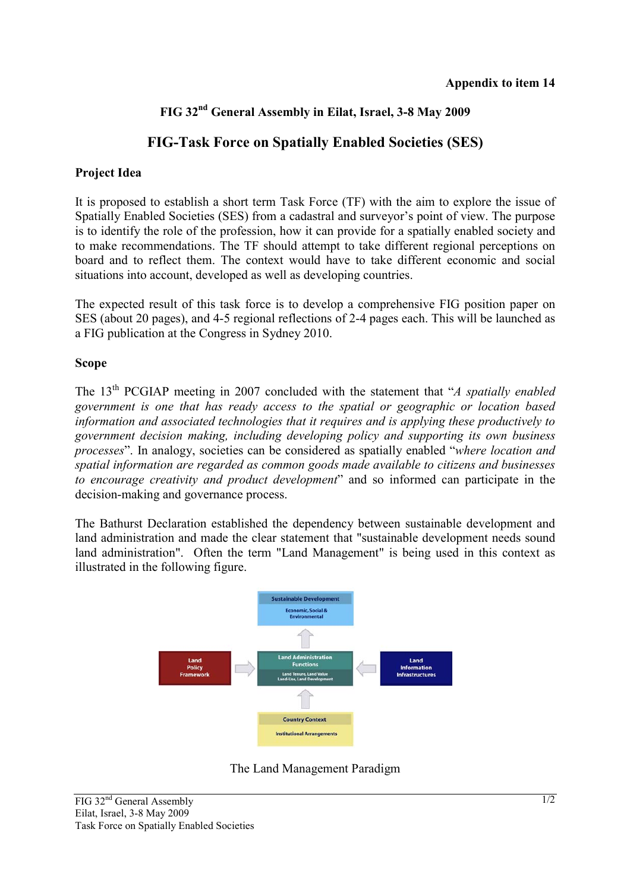**Appendix to item 14**

## FIG 32nd General Assembly in Eilat, Israel, 3-8 May 2009

# FIG-Task Force on Spatially Enabled Societies (SES)

### Project Idea

It is proposed to establish a short term Task Force (TF) with the aim to explore the issue of Spatially Enabled Societies (SES) from a cadastral and surveyor's point of view. The purpose is to identify the role of the profession, how it can provide for a spatially enabled society and to make recommendations. The TF should attempt to take different regional perceptions on board and to reflect them. The context would have to take different economic and social situations into account, developed as well as developing countries.

The expected result of this task force is to develop a comprehensive FIG position paper on SES (about 20 pages), and 4-5 regional reflections of 2-4 pages each. This will be launched as a FIG publication at the Congress in Sydney 2010.

### Scope

The 13th PCGIAP meeting in 2007 concluded with the statement that "*A spatially enabled government is one that has ready access to the spatial or geographic or location based information and associated technologies that it requires and is applying these productively to government decision making, including developing policy and supporting its own business processes*". In analogy, societies can be considered as spatially enabled "*where location and spatial information are regarded as common goods made available to citizens and businesses to encourage creativity and product development*" and so informed can participate in the decision-making and governance process.

The Bathurst Declaration established the dependency between sustainable development and land administration and made the clear statement that "sustainable development needs sound land administration". Often the term "Land Management" is being used in this context as illustrated in the following figure.

The Land Management Paradigm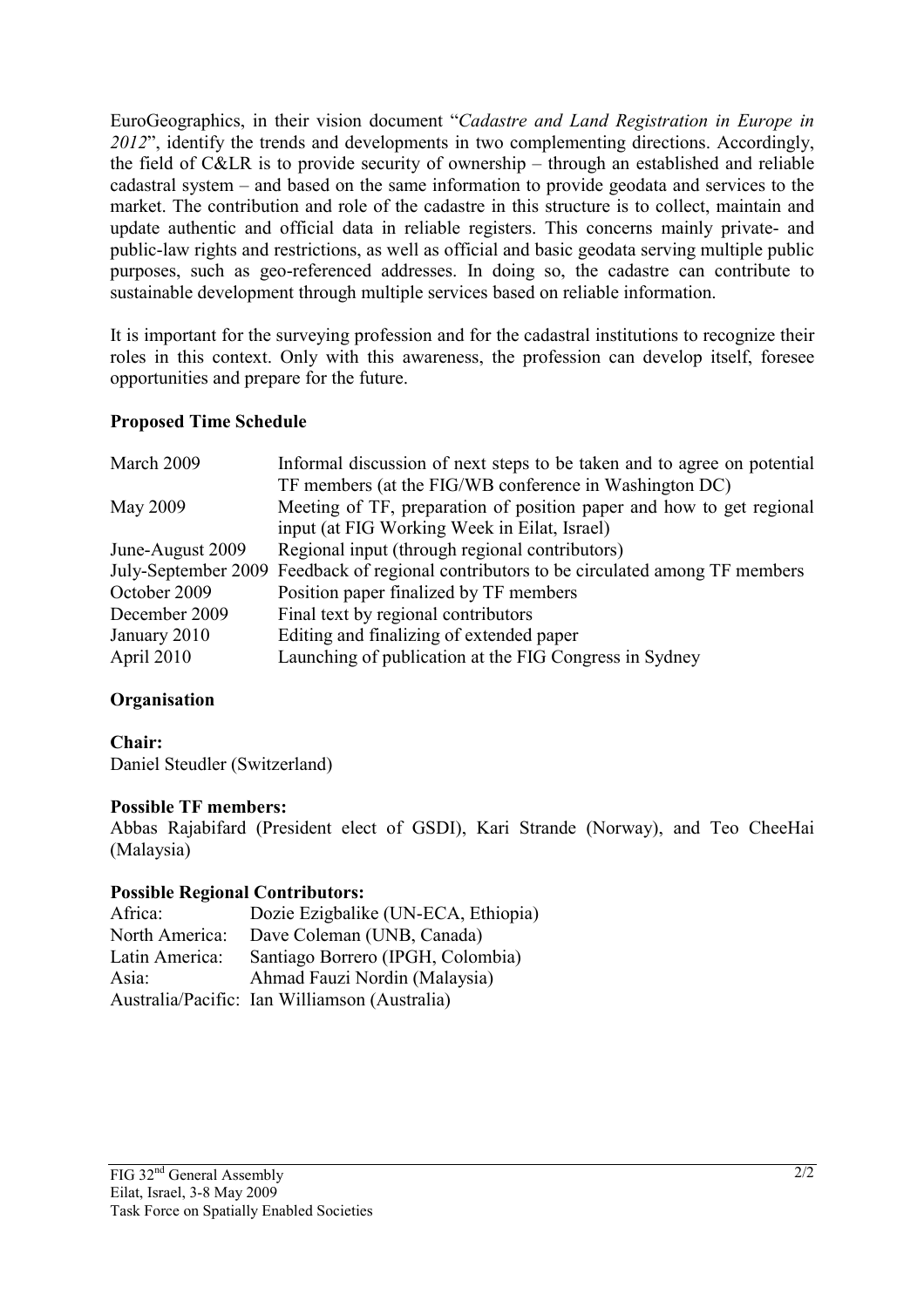EuroGeographics, in their vision document "*Cadastre and Land Registration in Europe in 2012*", identify the trends and developments in two complementing directions. Accordingly, the field of C&LR is to provide security of ownership – through an established and reliable cadastral system – and based on the same information to provide geodata and services to the market. The contribution and role of the cadastre in this structure is to collect, maintain and update authentic and official data in reliable registers. This concerns mainly private- and public-law rights and restrictions, as well as official and basic geodata serving multiple public purposes, such as geo-referenced addresses. In doing so, the cadastre can contribute to sustainable development through multiple services based on reliable information.

It is important for the surveying profession and for the cadastral institutions to recognize their roles in this context. Only with this awareness, the profession can develop itself, foresee opportunities and prepare for the future.

**Proposed Time Schedule**

| | |
|---|---|
| March 2009 | Informal discussion of next steps to be taken and to agree on potential TF members (at the FIG/WB conference in Washington DC) |
| May 2009 | Meeting of TF, preparation of position paper and how to get regional input (at FIG Working Week in Eilat, Israel) |
| June-August 2009 | Regional input (through regional contributors) |
| July-September 2009 | Feedback of regional contributors to be circulated among TF members |
| October 2009 | Position paper finalized by TF members |
| December 2009 | Final text by regional contributors |
| January 2010 | Editing and finalizing of extended paper |
| April 2010 | Launching of publication at the FIG Congress in Sydney |

**Organisation**

**Chair:**
Daniel Steudler (Switzerland)

**Possible TF members:**
Abbas Rajabifard (President elect of GSDI), Kari Strande (Norway), and Teo CheeHai (Malaysia)

**Possible Regional Contributors:**

| | |
|---|---|
| Africa: | Dozie Ezigbalike (UN-ECA, Ethiopia) |
| North America: | Dave Coleman (UNB, Canada) |
| Latin America: | Santiago Borrero (IPGH, Colombia) |
| Asia: | Ahmad Fauzi Nordin (Malaysia) |
| Australia/Pacific: | Ian Williamson (Australia) |